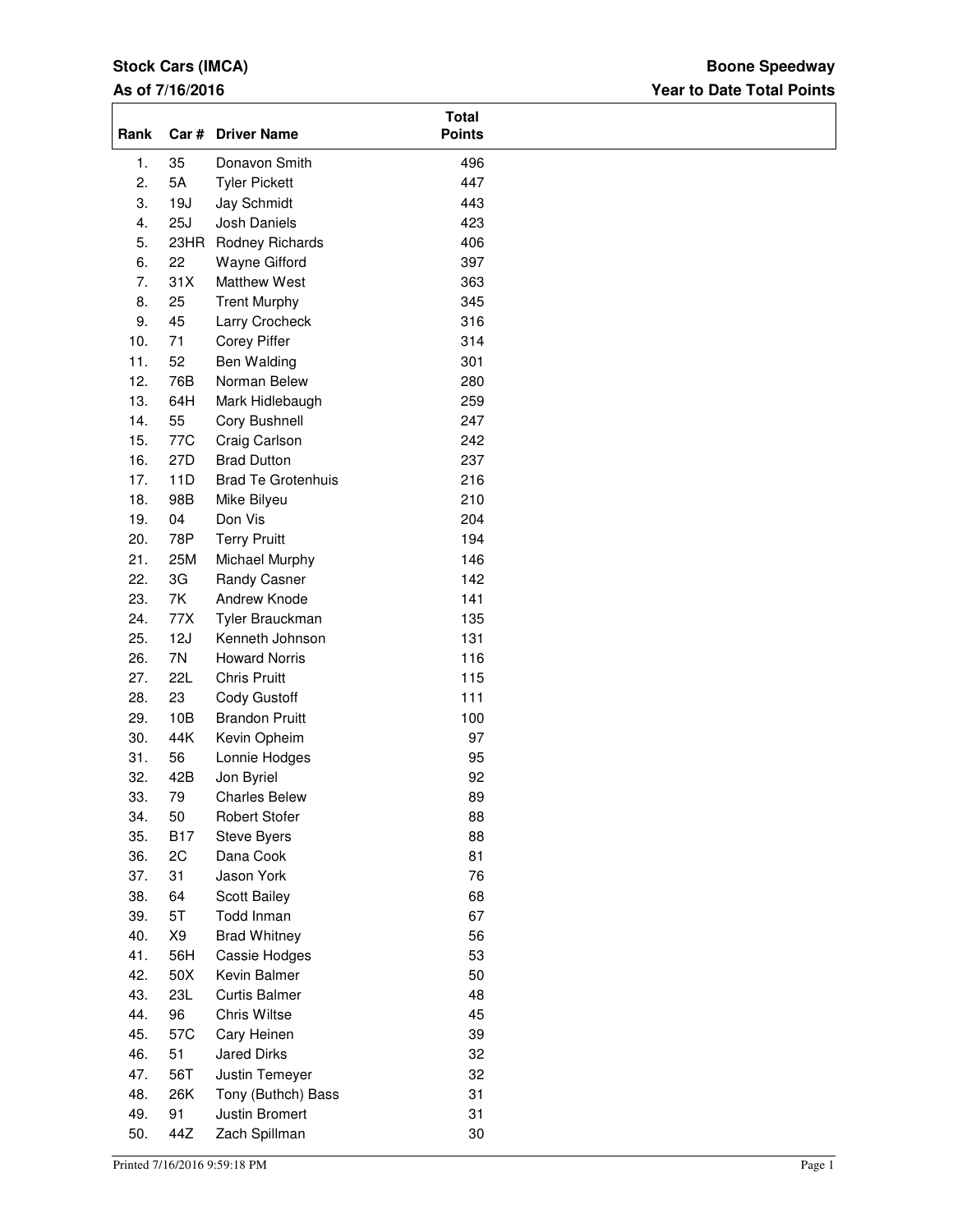**Stock Cars (IMCA)**

**As of 7/16/2016**

**Boone Speedway**

**Year to Date Total Points**

| Rank | Car # | Driver Name | Total Points |
|---|---|---|---|
| 1. | 35 | Donavon Smith | 496 |
| 2. | 5A | Tyler Pickett | 447 |
| 3. | 19J | Jay Schmidt | 443 |
| 4. | 25J | Josh Daniels | 423 |
| 5. | 23HR | Rodney Richards | 406 |
| 6. | 22 | Wayne Gifford | 397 |
| 7. | 31X | Matthew West | 363 |
| 8. | 25 | Trent Murphy | 345 |
| 9. | 45 | Larry Crocheck | 316 |
| 10. | 71 | Corey Piffer | 314 |
| 11. | 52 | Ben Walding | 301 |
| 12. | 76B | Norman Belew | 280 |
| 13. | 64H | Mark Hidlebaugh | 259 |
| 14. | 55 | Cory Bushnell | 247 |
| 15. | 77C | Craig Carlson | 242 |
| 16. | 27D | Brad Dutton | 237 |
| 17. | 11D | Brad Te Grotenhuis | 216 |
| 18. | 98B | Mike Bilyeu | 210 |
| 19. | 04 | Don Vis | 204 |
| 20. | 78P | Terry Pruitt | 194 |
| 21. | 25M | Michael Murphy | 146 |
| 22. | 3G | Randy Casner | 142 |
| 23. | 7K | Andrew Knode | 141 |
| 24. | 77X | Tyler Brauckman | 135 |
| 25. | 12J | Kenneth Johnson | 131 |
| 26. | 7N | Howard Norris | 116 |
| 27. | 22L | Chris Pruitt | 115 |
| 28. | 23 | Cody Gustoff | 111 |
| 29. | 10B | Brandon Pruitt | 100 |
| 30. | 44K | Kevin Opheim | 97 |
| 31. | 56 | Lonnie Hodges | 95 |
| 32. | 42B | Jon Byriel | 92 |
| 33. | 79 | Charles Belew | 89 |
| 34. | 50 | Robert Stofer | 88 |
| 35. | B17 | Steve Byers | 88 |
| 36. | 2C | Dana Cook | 81 |
| 37. | 31 | Jason York | 76 |
| 38. | 64 | Scott Bailey | 68 |
| 39. | 5T | Todd Inman | 67 |
| 40. | X9 | Brad Whitney | 56 |
| 41. | 56H | Cassie Hodges | 53 |
| 42. | 50X | Kevin Balmer | 50 |
| 43. | 23L | Curtis Balmer | 48 |
| 44. | 96 | Chris Wiltse | 45 |
| 45. | 57C | Cary Heinen | 39 |
| 46. | 51 | Jared Dirks | 32 |
| 47. | 56T | Justin Temeyer | 32 |
| 48. | 26K | Tony (Buthch) Bass | 31 |
| 49. | 91 | Justin Bromert | 31 |
| 50. | 44Z | Zach Spillman | 30 |

Printed 7/16/2016 9:59:18 PM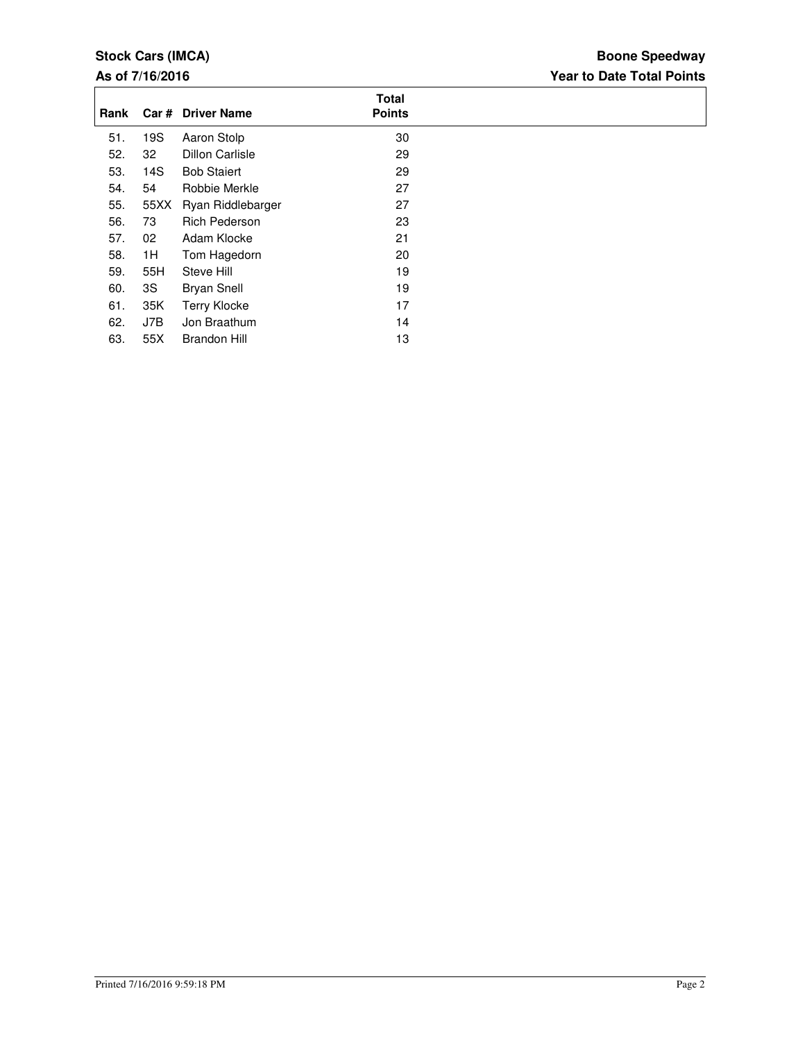**Stock Cars (IMCA)**
**As of 7/16/2016**

**Boone Speedway**
**Year to Date Total Points**

| Rank | Car # | Driver Name | Total Points |
|---|---|---|---|
| 51. | 19S | Aaron Stolp | 30 |
| 52. | 32 | Dillon Carlisle | 29 |
| 53. | 14S | Bob Staiert | 29 |
| 54. | 54 | Robbie Merkle | 27 |
| 55. | 55XX | Ryan Riddlebarger | 27 |
| 56. | 73 | Rich Pederson | 23 |
| 57. | 02 | Adam Klocke | 21 |
| 58. | 1H | Tom Hagedorn | 20 |
| 59. | 55H | Steve Hill | 19 |
| 60. | 3S | Bryan Snell | 19 |
| 61. | 35K | Terry Klocke | 17 |
| 62. | J7B | Jon Braathum | 14 |
| 63. | 55X | Brandon Hill | 13 |

Printed 7/16/2016 9:59:18 PM